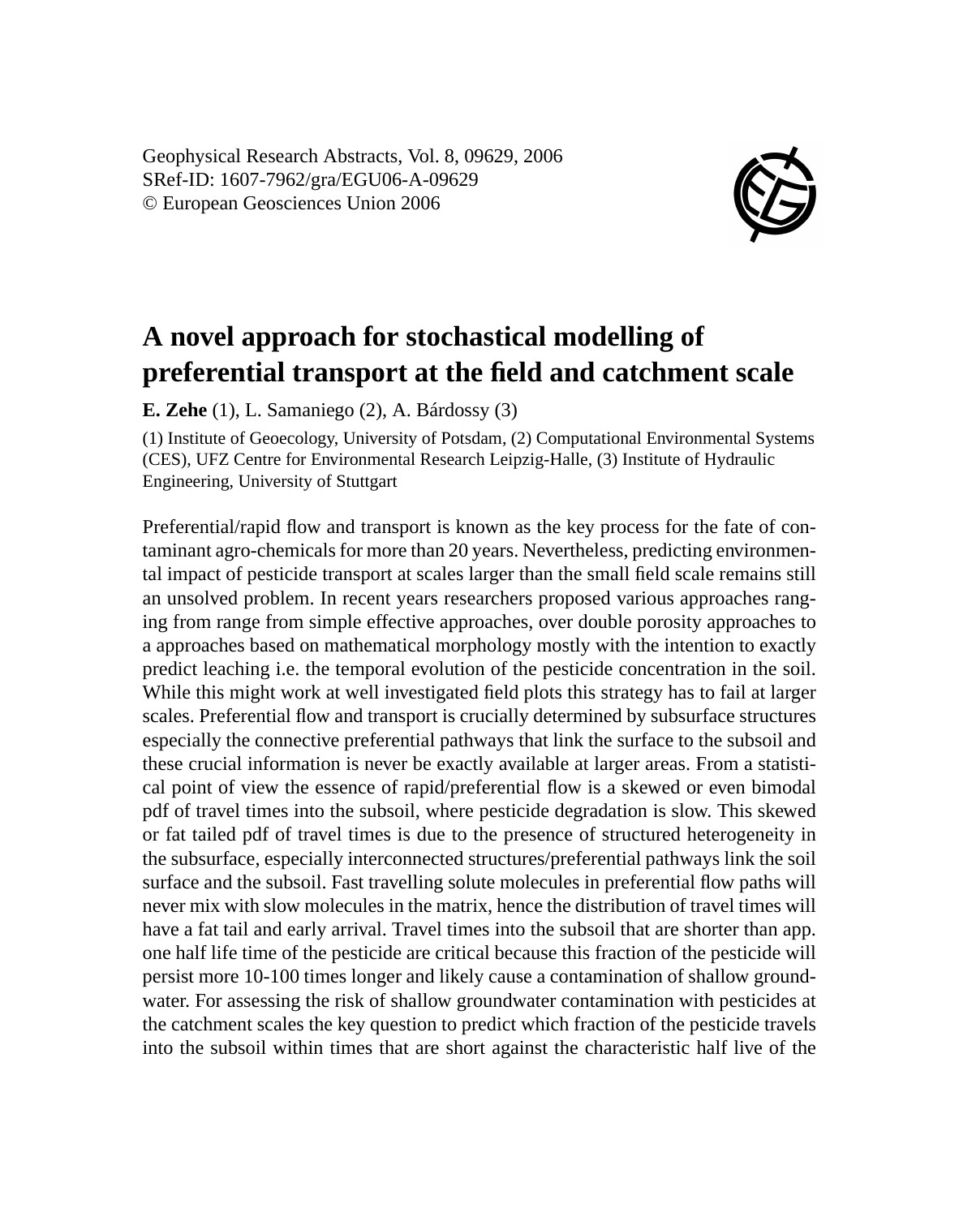Geophysical Research Abstracts, Vol. 8, 09629, 2006
SRef-ID: 1607-7962/gra/EGU06-A-09629
© European Geosciences Union 2006

# A novel approach for stochastical modelling of preferential transport at the field and catchment scale

**E. Zehe** (1), L. Samaniego (2), A. Bárdossy (3)

(1) Institute of Geoecology, University of Potsdam, (2) Computational Environmental Systems (CES), UFZ Centre for Environmental Research Leipzig-Halle, (3) Institute of Hydraulic Engineering, University of Stuttgart

Preferential/rapid flow and transport is known as the key process for the fate of contaminant agro-chemicals for more than 20 years. Nevertheless, predicting environmental impact of pesticide transport at scales larger than the small field scale remains still an unsolved problem. In recent years researchers proposed various approaches ranging from range from simple effective approaches, over double porosity approaches to a approaches based on mathematical morphology mostly with the intention to exactly predict leaching i.e. the temporal evolution of the pesticide concentration in the soil. While this might work at well investigated field plots this strategy has to fail at larger scales. Preferential flow and transport is crucially determined by subsurface structures especially the connective preferential pathways that link the surface to the subsoil and these crucial information is never be exactly available at larger areas. From a statistical point of view the essence of rapid/preferential flow is a skewed or even bimodal pdf of travel times into the subsoil, where pesticide degradation is slow. This skewed or fat tailed pdf of travel times is due to the presence of structured heterogeneity in the subsurface, especially interconnected structures/preferential pathways link the soil surface and the subsoil. Fast travelling solute molecules in preferential flow paths will never mix with slow molecules in the matrix, hence the distribution of travel times will have a fat tail and early arrival. Travel times into the subsoil that are shorter than app. one half life time of the pesticide are critical because this fraction of the pesticide will persist more 10-100 times longer and likely cause a contamination of shallow groundwater. For assessing the risk of shallow groundwater contamination with pesticides at the catchment scales the key question to predict which fraction of the pesticide travels into the subsoil within times that are short against the characteristic half live of the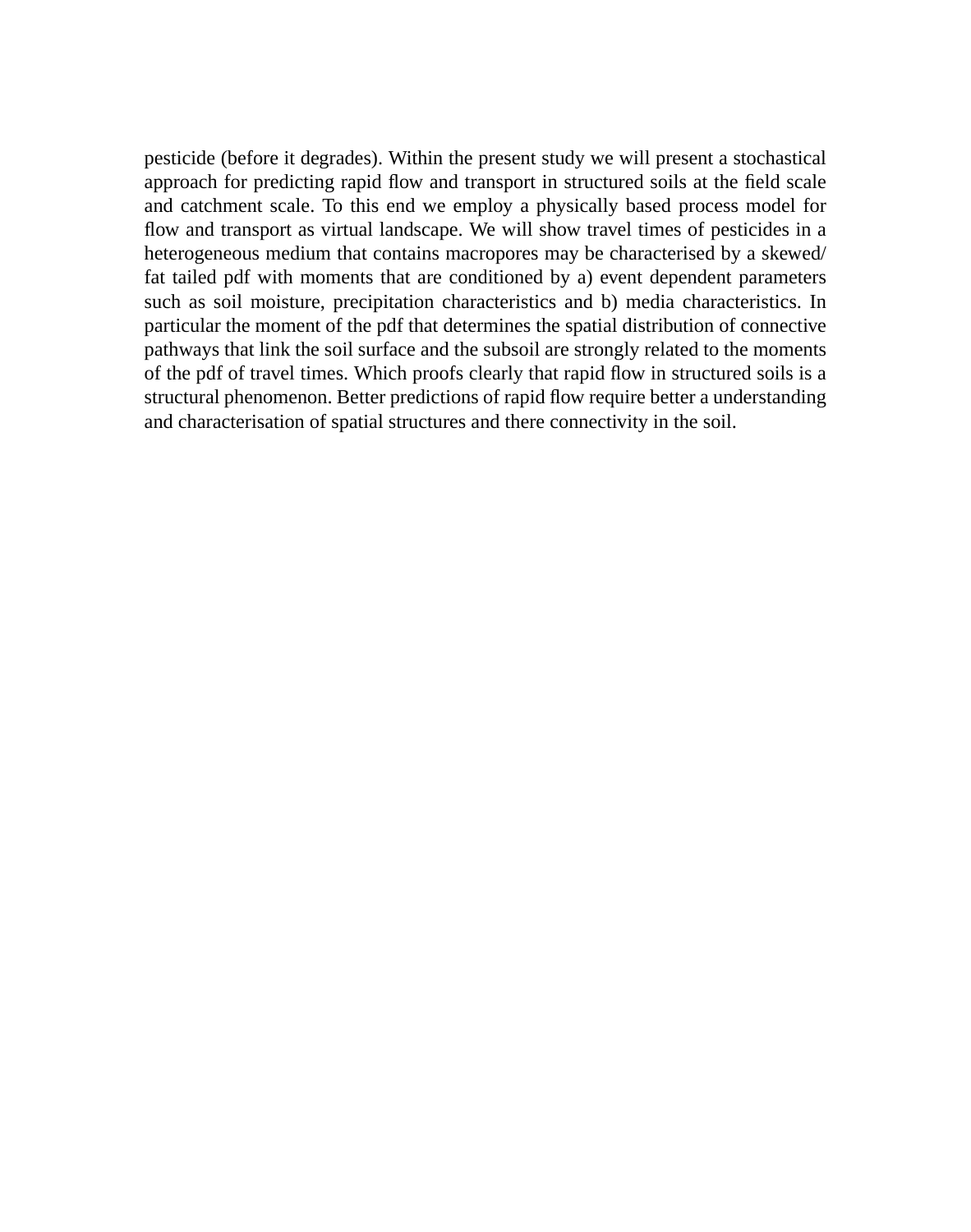pesticide (before it degrades). Within the present study we will present a stochastical approach for predicting rapid flow and transport in structured soils at the field scale and catchment scale. To this end we employ a physically based process model for flow and transport as virtual landscape. We will show travel times of pesticides in a heterogeneous medium that contains macropores may be characterised by a skewed/ fat tailed pdf with moments that are conditioned by a) event dependent parameters such as soil moisture, precipitation characteristics and b) media characteristics. In particular the moment of the pdf that determines the spatial distribution of connective pathways that link the soil surface and the subsoil are strongly related to the moments of the pdf of travel times. Which proofs clearly that rapid flow in structured soils is a structural phenomenon. Better predictions of rapid flow require better a understanding and characterisation of spatial structures and there connectivity in the soil.